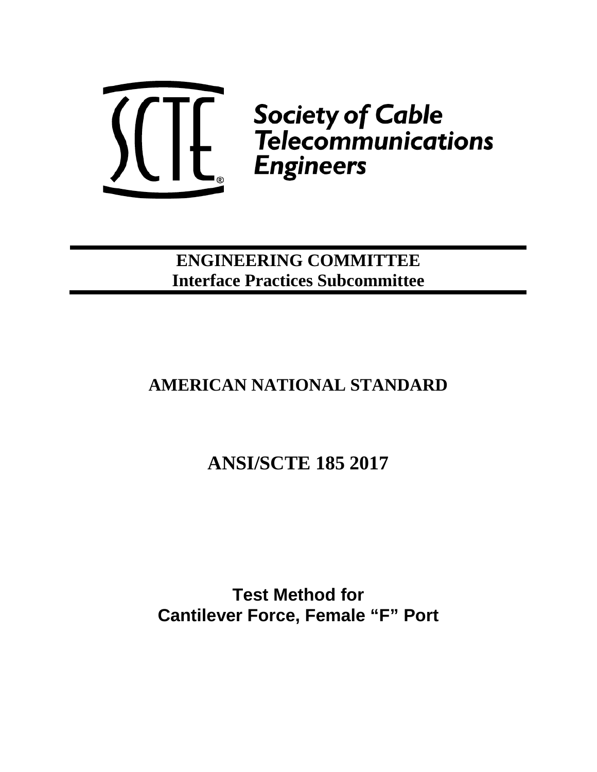**Society of Cable Telecommunications Engineers**

**ENGINEERING COMMITTEE**
**Interface Practices Subcommittee**

# AMERICAN NATIONAL STANDARD

# ANSI/SCTE 185 2017

# Test Method for Cantilever Force, Female "F" Port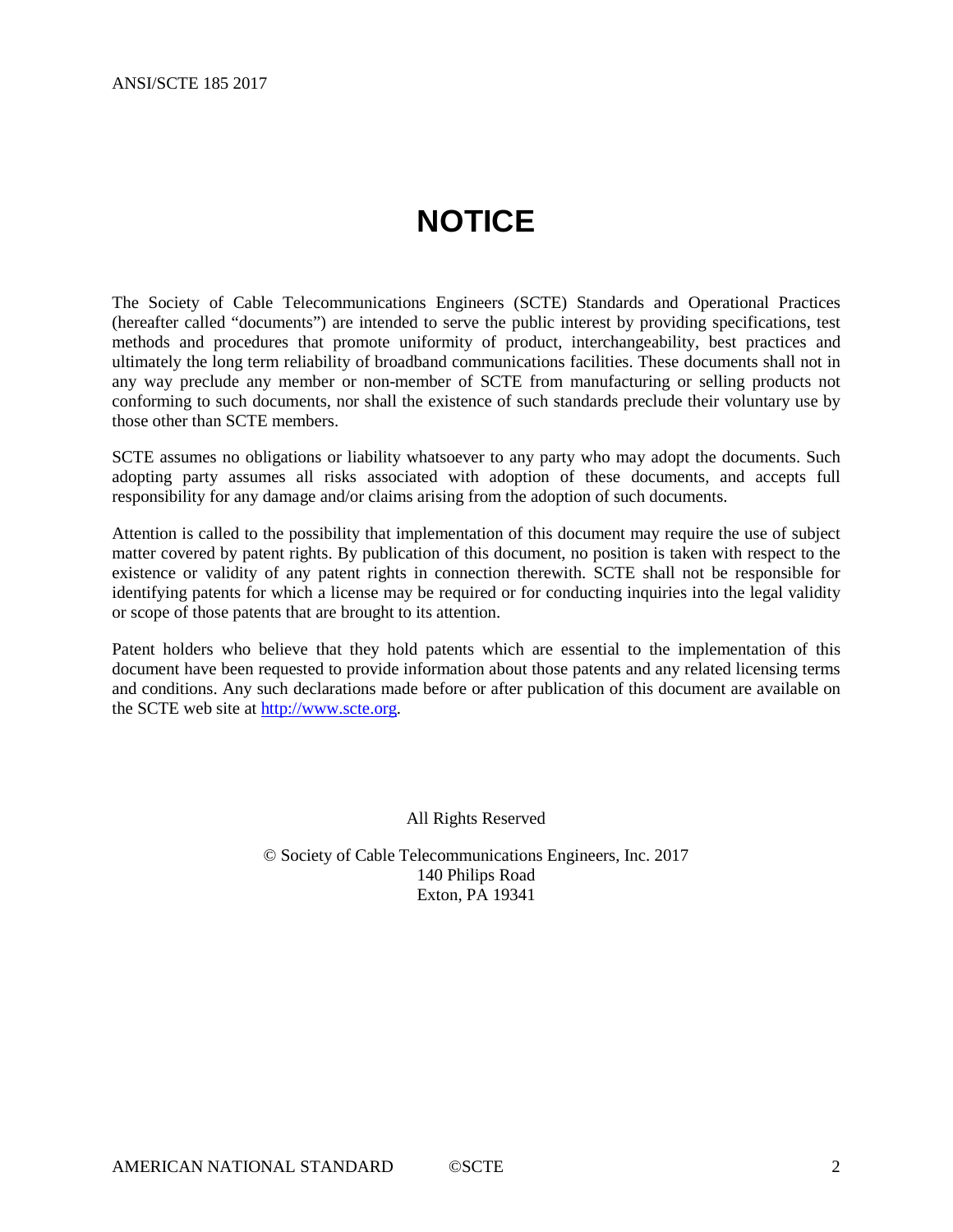# NOTICE

The Society of Cable Telecommunications Engineers (SCTE) Standards and Operational Practices (hereafter called "documents") are intended to serve the public interest by providing specifications, test methods and procedures that promote uniformity of product, interchangeability, best practices and ultimately the long term reliability of broadband communications facilities. These documents shall not in any way preclude any member or non-member of SCTE from manufacturing or selling products not conforming to such documents, nor shall the existence of such standards preclude their voluntary use by those other than SCTE members.

SCTE assumes no obligations or liability whatsoever to any party who may adopt the documents. Such adopting party assumes all risks associated with adoption of these documents, and accepts full responsibility for any damage and/or claims arising from the adoption of such documents.

Attention is called to the possibility that implementation of this document may require the use of subject matter covered by patent rights. By publication of this document, no position is taken with respect to the existence or validity of any patent rights in connection therewith. SCTE shall not be responsible for identifying patents for which a license may be required or for conducting inquiries into the legal validity or scope of those patents that are brought to its attention.

Patent holders who believe that they hold patents which are essential to the implementation of this document have been requested to provide information about those patents and any related licensing terms and conditions. Any such declarations made before or after publication of this document are available on the SCTE web site at http://www.scte.org.

All Rights Reserved

© Society of Cable Telecommunications Engineers, Inc. 2017
140 Philips Road
Exton, PA 19341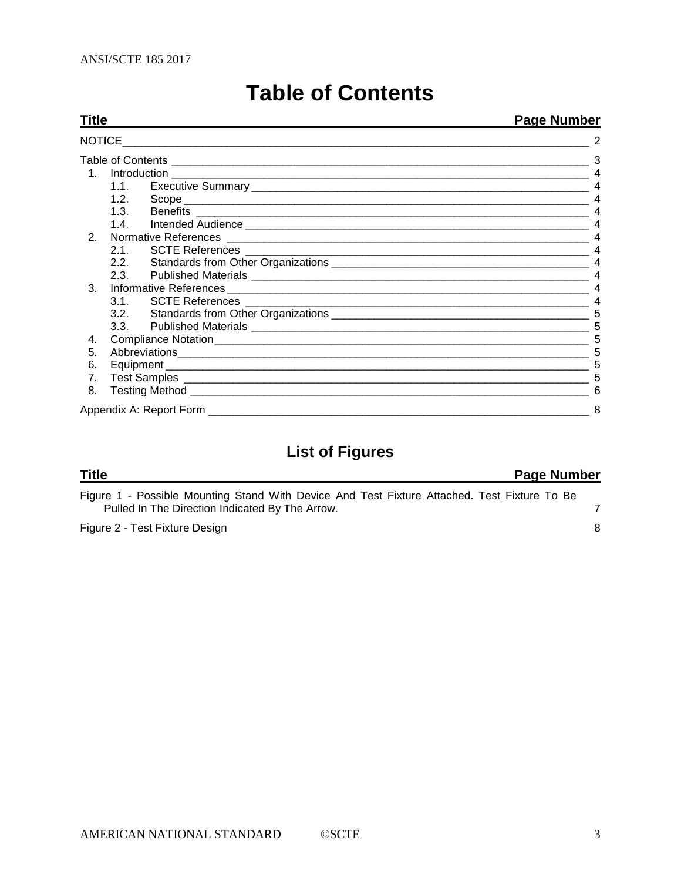# Table of Contents

| Title | Page Number |
|---|---|
| NOTICE | 2 |
| Table of Contents | 3 |
| 1. Introduction | 4 |
| 1.1. Executive Summary | 4 |
| 1.2. Scope | 4 |
| 1.3. Benefits | 4 |
| 1.4. Intended Audience | 4 |
| 2. Normative References | 4 |
| 2.1. SCTE References | 4 |
| 2.2. Standards from Other Organizations | 4 |
| 2.3. Published Materials | 4 |
| 3. Informative References | 4 |
| 3.1. SCTE References | 4 |
| 3.2. Standards from Other Organizations | 5 |
| 3.3. Published Materials | 5 |
| 4. Compliance Notation | 5 |
| 5. Abbreviations | 5 |
| 6. Equipment | 5 |
| 7. Test Samples | 5 |
| 8. Testing Method | 6 |
| Appendix A: Report Form | 8 |

## List of Figures

| Title | Page Number |
|---|---|
| Figure 1 - Possible Mounting Stand With Device And Test Fixture Attached. Test Fixture To Be Pulled In The Direction Indicated By The Arrow. | 7 |
| Figure 2 - Test Fixture Design | 8 |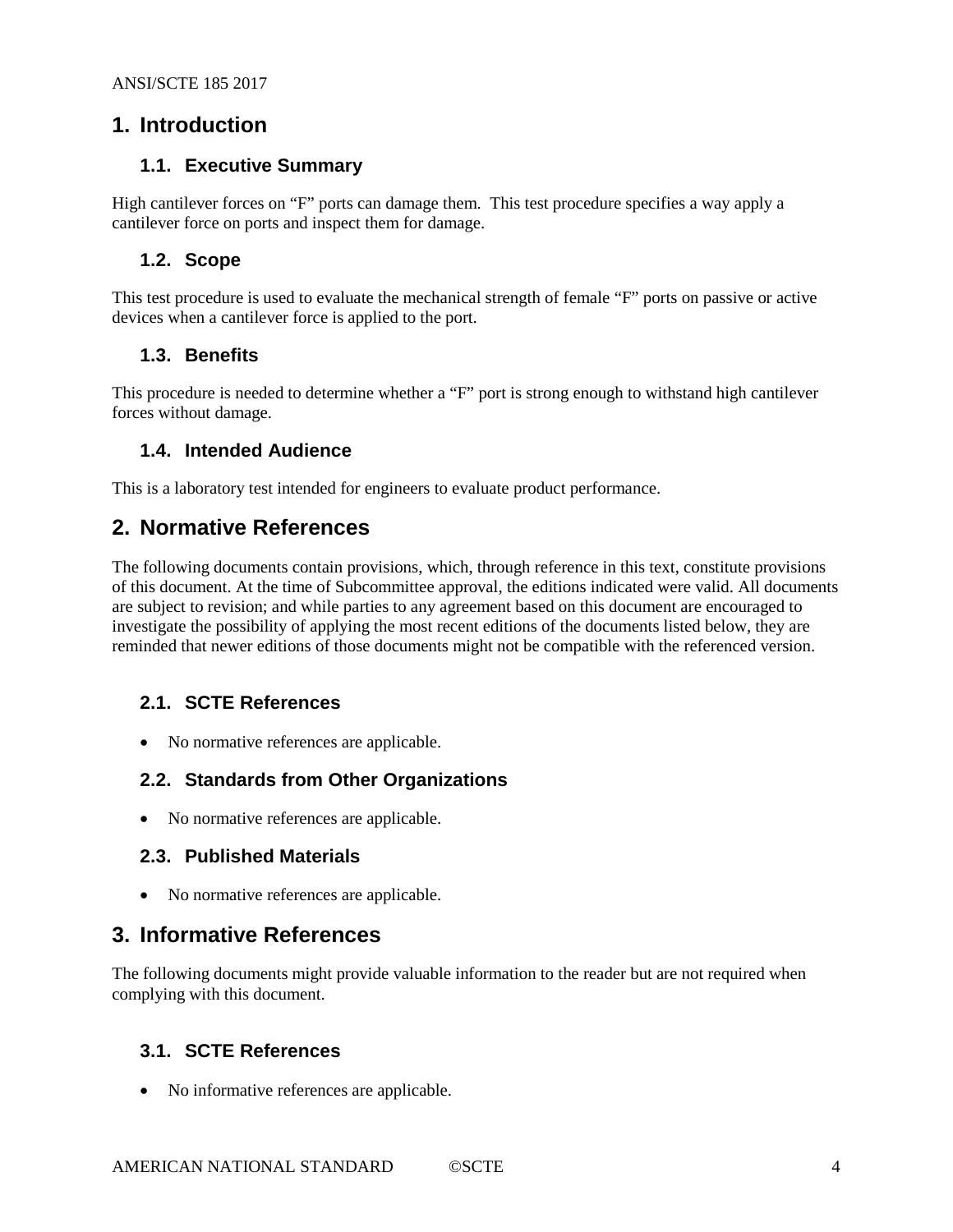# 1. Introduction

## 1.1. Executive Summary

High cantilever forces on "F" ports can damage them. This test procedure specifies a way apply a cantilever force on ports and inspect them for damage.

## 1.2. Scope

This test procedure is used to evaluate the mechanical strength of female "F" ports on passive or active devices when a cantilever force is applied to the port.

## 1.3. Benefits

This procedure is needed to determine whether a "F" port is strong enough to withstand high cantilever forces without damage.

## 1.4. Intended Audience

This is a laboratory test intended for engineers to evaluate product performance.

# 2. Normative References

The following documents contain provisions, which, through reference in this text, constitute provisions of this document. At the time of Subcommittee approval, the editions indicated were valid. All documents are subject to revision; and while parties to any agreement based on this document are encouraged to investigate the possibility of applying the most recent editions of the documents listed below, they are reminded that newer editions of those documents might not be compatible with the referenced version.

## 2.1. SCTE References

- No normative references are applicable.

## 2.2. Standards from Other Organizations

- No normative references are applicable.

## 2.3. Published Materials

- No normative references are applicable.

# 3. Informative References

The following documents might provide valuable information to the reader but are not required when complying with this document.

## 3.1. SCTE References

- No informative references are applicable.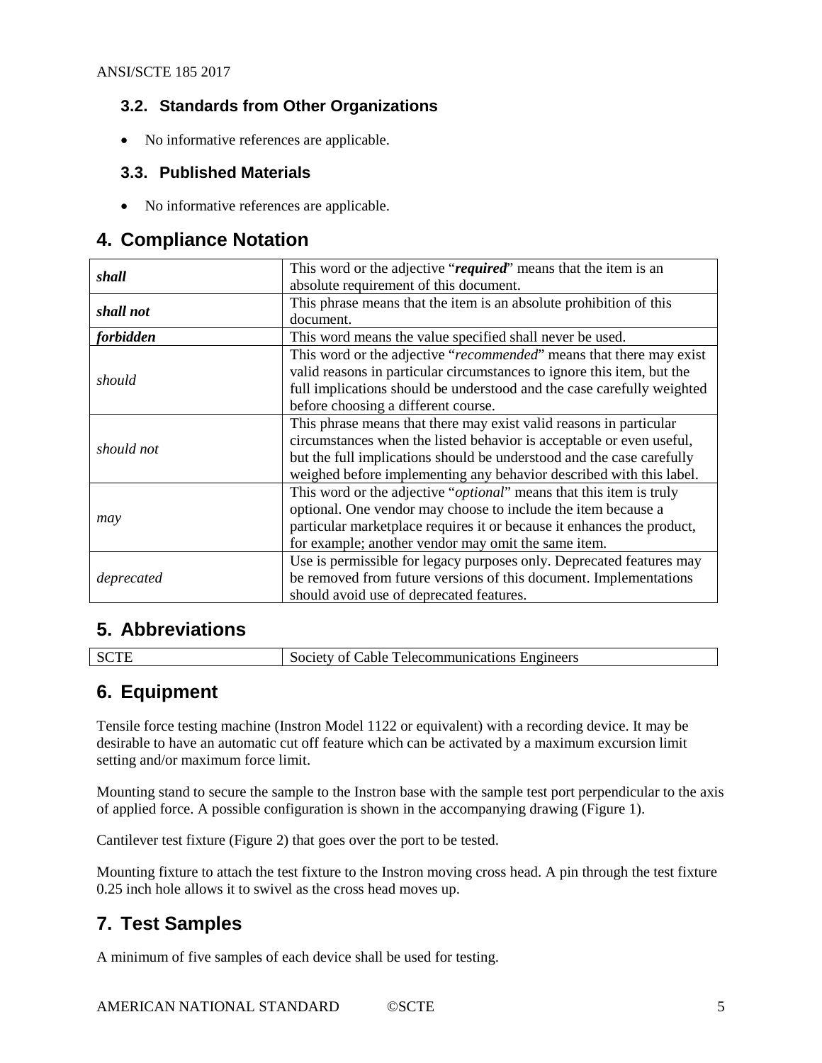### 3.2. Standards from Other Organizations

- No informative references are applicable.

### 3.3. Published Materials

- No informative references are applicable.

## 4. Compliance Notation

| | |
|---|---|
| ***shall*** | This word or the adjective "***required***" means that the item is an absolute requirement of this document. |
| ***shall not*** | This phrase means that the item is an absolute prohibition of this document. |
| ***forbidden*** | This word means the value specified shall never be used. |
| *should* | This word or the adjective "*recommended*" means that there may exist valid reasons in particular circumstances to ignore this item, but the full implications should be understood and the case carefully weighted before choosing a different course. |
| *should not* | This phrase means that there may exist valid reasons in particular circumstances when the listed behavior is acceptable or even useful, but the full implications should be understood and the case carefully weighed before implementing any behavior described with this label. |
| *may* | This word or the adjective "*optional*" means that this item is truly optional. One vendor may choose to include the item because a particular marketplace requires it or because it enhances the product, for example; another vendor may omit the same item. |
| *deprecated* | Use is permissible for legacy purposes only. Deprecated features may be removed from future versions of this document. Implementations should avoid use of deprecated features. |

## 5. Abbreviations

| | |
|---|---|
| SCTE | Society of Cable Telecommunications Engineers |

## 6. Equipment

Tensile force testing machine (Instron Model 1122 or equivalent) with a recording device. It may be desirable to have an automatic cut off feature which can be activated by a maximum excursion limit setting and/or maximum force limit.

Mounting stand to secure the sample to the Instron base with the sample test port perpendicular to the axis of applied force. A possible configuration is shown in the accompanying drawing (Figure 1).

Cantilever test fixture (Figure 2) that goes over the port to be tested.

Mounting fixture to attach the test fixture to the Instron moving cross head. A pin through the test fixture 0.25 inch hole allows it to swivel as the cross head moves up.

## 7. Test Samples

A minimum of five samples of each device shall be used for testing.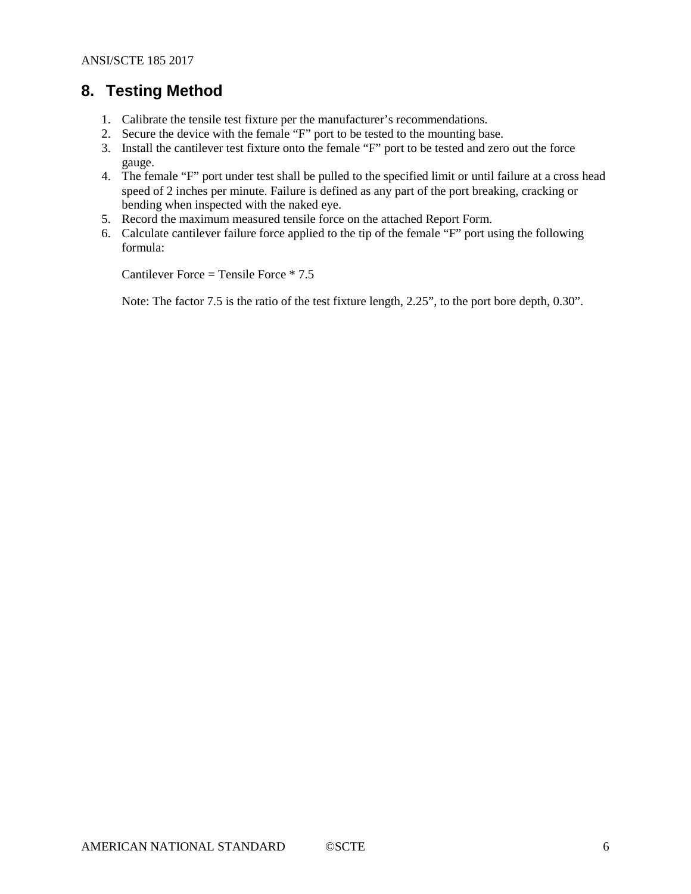## 8. Testing Method

1. Calibrate the tensile test fixture per the manufacturer's recommendations.
2. Secure the device with the female "F" port to be tested to the mounting base.
3. Install the cantilever test fixture onto the female "F" port to be tested and zero out the force gauge.
4. The female "F" port under test shall be pulled to the specified limit or until failure at a cross head speed of 2 inches per minute. Failure is defined as any part of the port breaking, cracking or bending when inspected with the naked eye.
5. Record the maximum measured tensile force on the attached Report Form.
6. Calculate cantilever failure force applied to the tip of the female "F" port using the following formula:

   Cantilever Force = Tensile Force * 7.5

   Note: The factor 7.5 is the ratio of the test fixture length, 2.25", to the port bore depth, 0.30".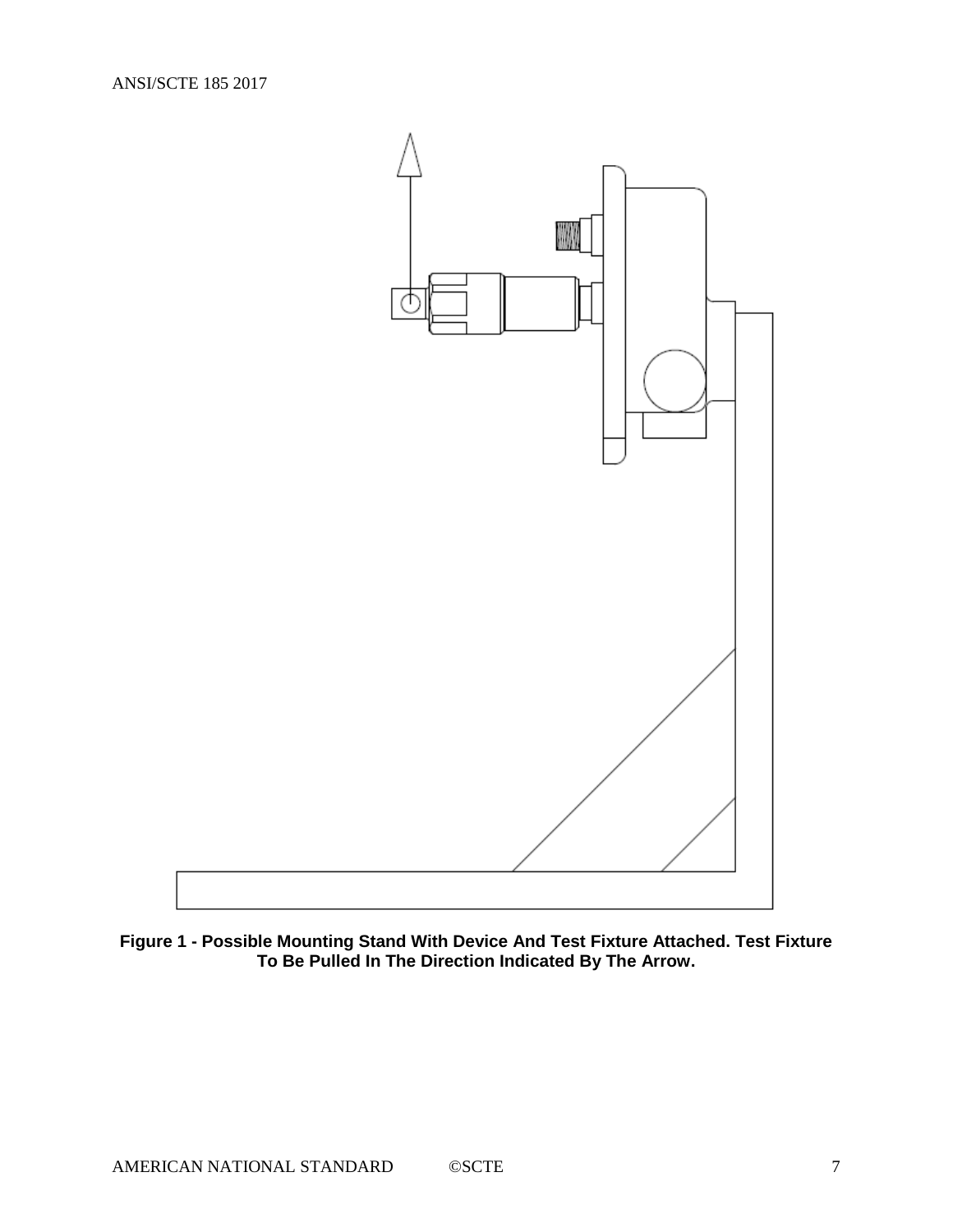**Figure 1 - Possible Mounting Stand With Device And Test Fixture Attached. Test Fixture To Be Pulled In The Direction Indicated By The Arrow.**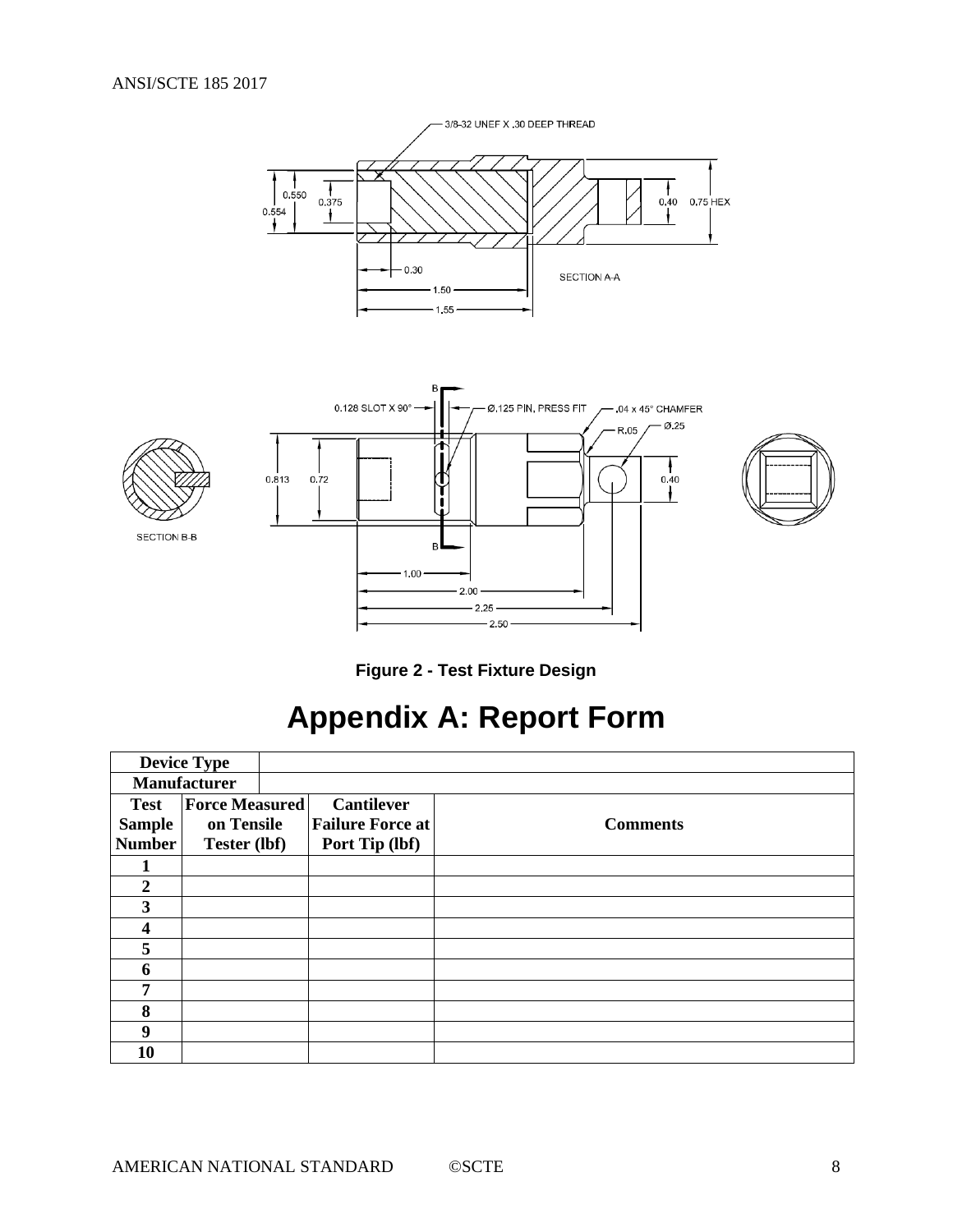3/8-32 UNEF X .30 DEEP THREAD

0.550

0.554

0.375

0.40

0.75 HEX

0.30

1.50

1.55

SECTION A-A

0.128 SLOT X 90°

Ø.125 PIN, PRESS FIT

.04 x 45° CHAMFER

R.05

Ø.25

B

B

0.813

0.72

0.40

SECTION B-B

1.00

2.00

2.25

2.50

**Figure 2 - Test Fixture Design**

# Appendix A: Report Form

| **Device Type** | | | |
|---|---|---|---|
| **Manufacturer** | | | |
| **Test Sample Number** | **Force Measured on Tensile Tester (lbf)** | **Cantilever Failure Force at Port Tip (lbf)** | **Comments** |
| **1** | | | |
| **2** | | | |
| **3** | | | |
| **4** | | | |
| **5** | | | |
| **6** | | | |
| **7** | | | |
| **8** | | | |
| **9** | | | |
| **10** | | | |